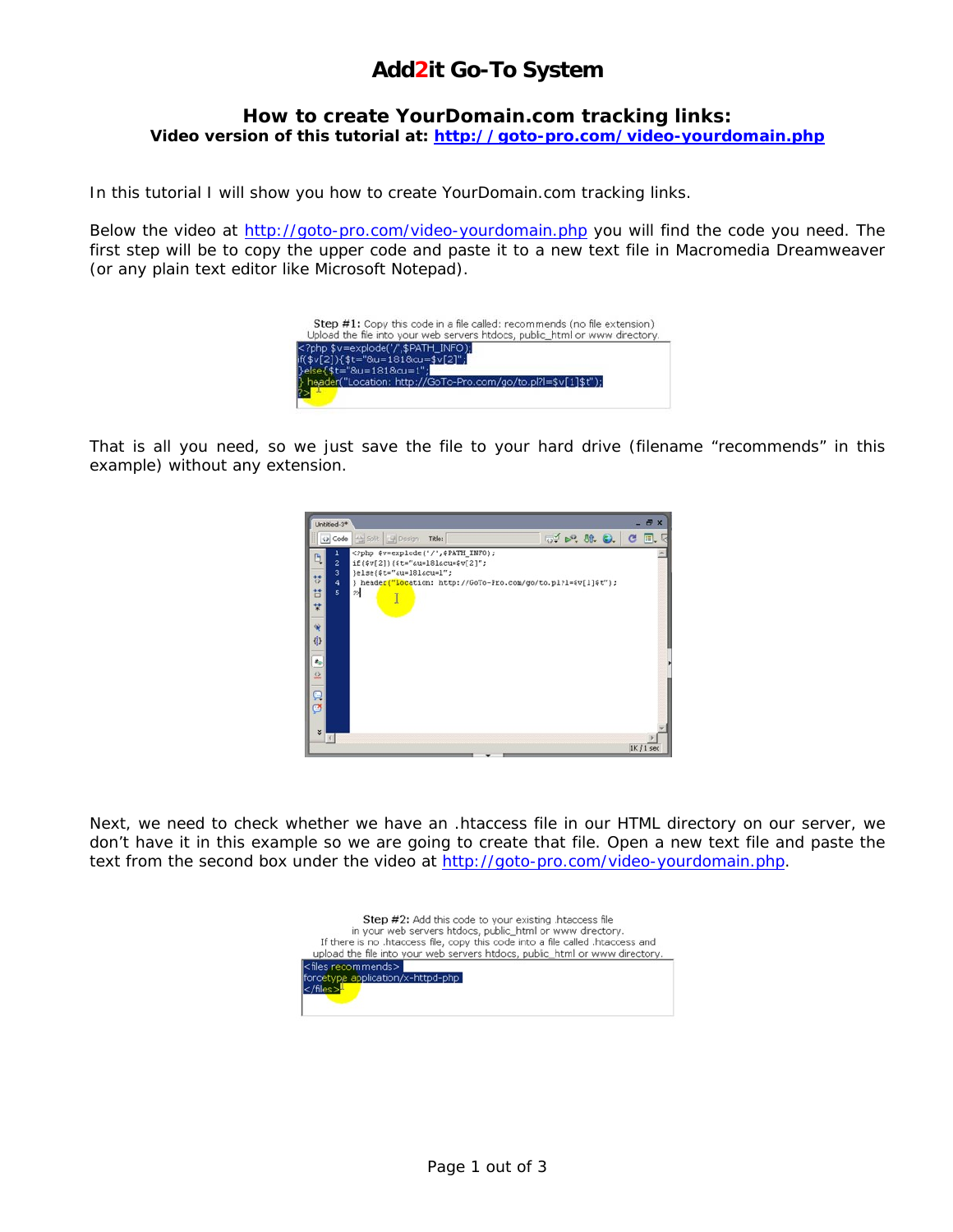# Add2it Go-To System

## How to create YourDomain.com tracking links:

**Video version of this tutorial at: http://goto-pro.com/video-yourdomain.php**

In this tutorial I will show you how to create YourDomain.com tracking links.

Below the video at http://goto-pro.com/video-yourdomain.php you will find the code you need. The first step will be to copy the upper code and paste it to a new text file in Macromedia Dreamweaver (or any plain text editor like Microsoft Notepad).

Step #1: Copy this code in a file called: recommends (no file extension)
Upload the file into your web servers htdocs, public_html or www directory.

```
<?php $v=explode('/',$PATH_INFO);
if($v[2]){$t="&u=181&cu=$v[2]";
}else{$t="&u=181&cu=1";
} header("Location: http://GoTo-Pro.com/go/to.pl?l=$v[1]$t");
?>
```

That is all you need, so we just save the file to your hard drive (filename "recommends" in this example) without any extension.

```
<?php $v=explode('/',$PATH_INFO);
if($v[2]){$t="&u=181&cu=$v[2]";
}else{$t="&u=181&cu=1";
} header("Location: http://GoTo-Pro.com/go/to.pl?l=$v[1]$t");
?>
```

Next, we need to check whether we have an .htaccess file in our HTML directory on our server, we don't have it in this example so we are going to create that file. Open a new text file and paste the text from the second box under the video at http://goto-pro.com/video-yourdomain.php.

Step #2: Add this code to your existing .htaccess file
in your web servers htdocs, public_html or www directory.
If there is no .htaccess file, copy this code into a file called .htaccess and
upload the file into your web servers htdocs, public_html or www directory.

```
<files recommends>
forcetype application/x-httpd-php
</files>
```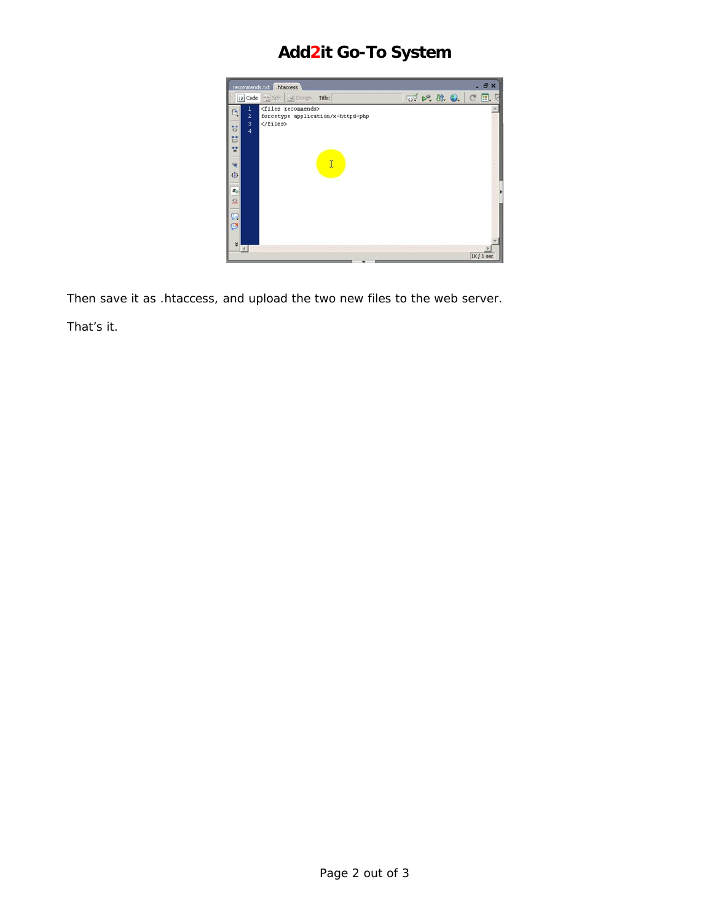Then save it as .htaccess, and upload the two new files to the web server.

That's it.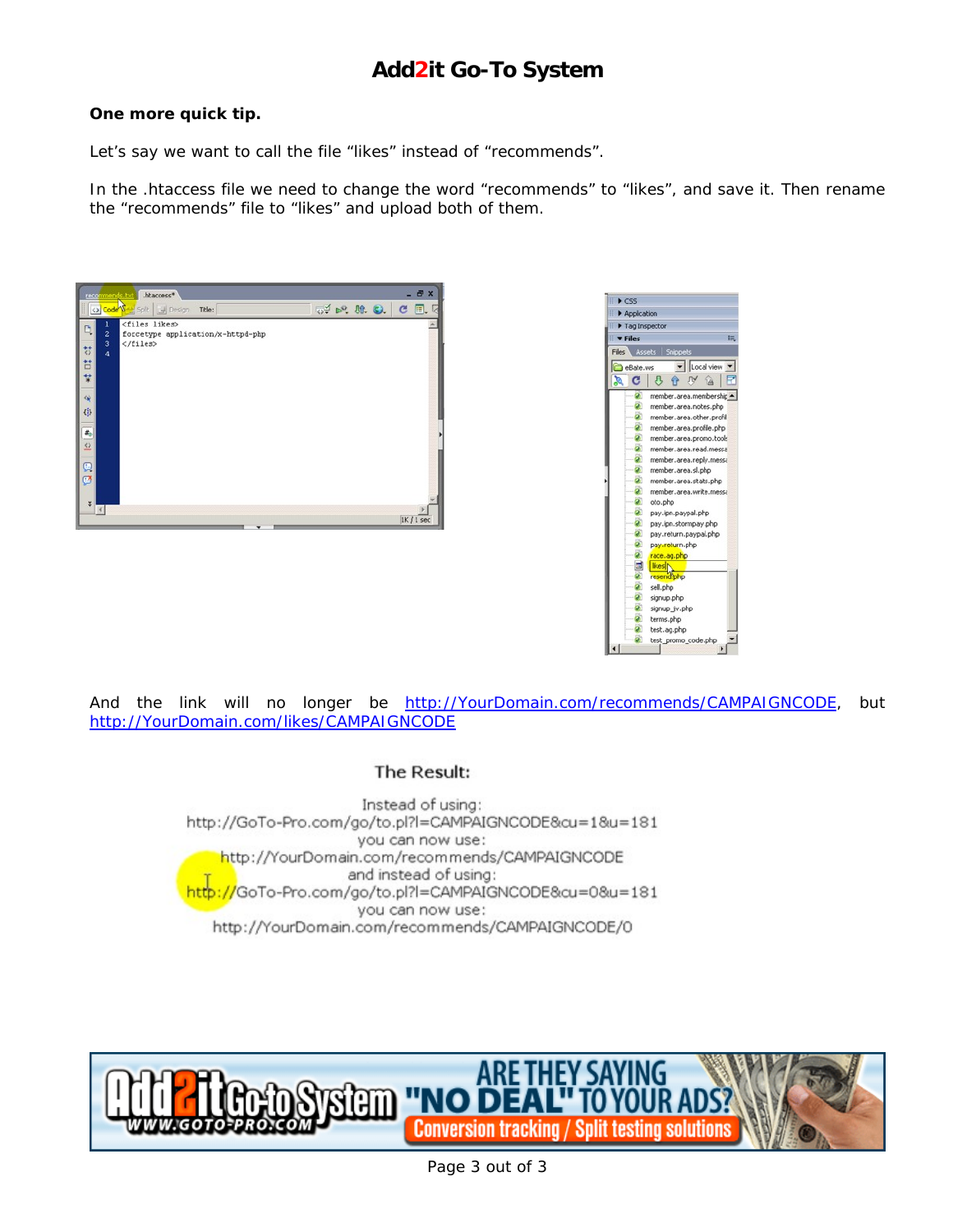# Add2it Go-To System

**One more quick tip.**

Let's say we want to call the file "likes" instead of "recommends".

In the .htaccess file we need to change the word "recommends" to "likes", and save it. Then rename the "recommends" file to "likes" and upload both of them.

And the link will no longer be http://YourDomain.com/recommends/CAMPAIGNCODE, but http://YourDomain.com/likes/CAMPAIGNCODE